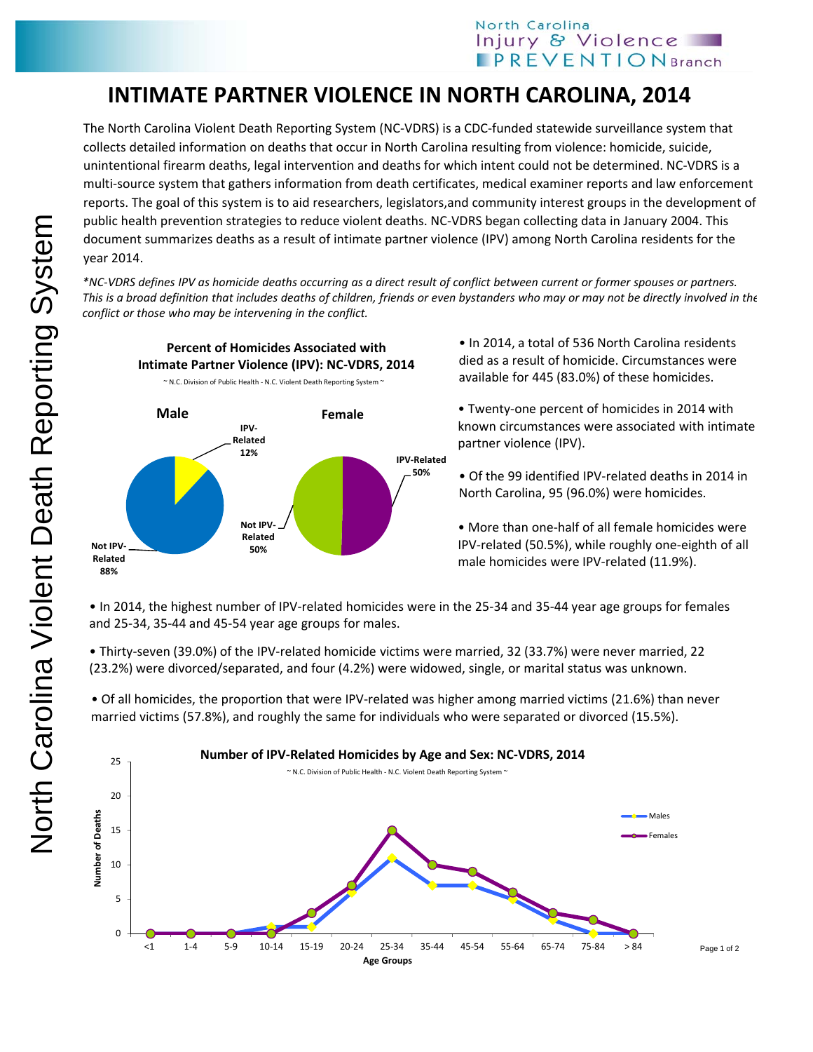# INTIMATE PARTNER VIOLENCE IN NORTH CAROLINA, 2014

The North Carolina Violent Death Reporting System (NC-VDRS) is a CDC-funded statewide surveillance system that collects detailed information on deaths that occur in North Carolina resulting from violence: homicide, suicide, unintentional firearm deaths, legal intervention and deaths for which intent could not be determined. NC-VDRS is a multi-source system that gathers information from death certificates, medical examiner reports and law enforcement reports. The goal of this system is to aid researchers, legislators,and community interest groups in the development of public health prevention strategies to reduce violent deaths. NC-VDRS began collecting data in January 2004. This document summarizes deaths as a result of intimate partner violence (IPV) among North Carolina residents for the year 2014.

*\*NC-VDRS defines IPV as homicide deaths occurring as a direct result of conflict between current or former spouses or partners. This is a broad definition that includes deaths of children, friends or even bystanders who may or may not be directly involved in the conflict or those who may be intervening in the conflict.*

**Percent of Homicides Associated with Intimate Partner Violence (IPV): NC-VDRS, 2014**

~ N.C. Division of Public Health - N.C. Violent Death Reporting System ~

| | IPV-Related | Not IPV-Related |
|---|---|---|
| Male | 12% | 88% |
| Female | 50% | 50% |

- In 2014, a total of 536 North Carolina residents died as a result of homicide. Circumstances were available for 445 (83.0%) of these homicides.
- Twenty-one percent of homicides in 2014 with known circumstances were associated with intimate partner violence (IPV).
- Of the 99 identified IPV-related deaths in 2014 in North Carolina, 95 (96.0%) were homicides.
- More than one-half of all female homicides were IPV-related (50.5%), while roughly one-eighth of all male homicides were IPV-related (11.9%).
- In 2014, the highest number of IPV-related homicides were in the 25-34 and 35-44 year age groups for females and 25-34, 35-44 and 45-54 year age groups for males.
- Thirty-seven (39.0%) of the IPV-related homicide victims were married, 32 (33.7%) were never married, 22 (23.2%) were divorced/separated, and four (4.2%) were widowed, single, or marital status was unknown.
- Of all homicides, the proportion that were IPV-related was higher among married victims (21.6%) than never married victims (57.8%), and roughly the same for individuals who were separated or divorced (15.5%).

**Number of IPV-Related Homicides by Age and Sex: NC-VDRS, 2014**

~ N.C. Division of Public Health - N.C. Violent Death Reporting System ~

| Age Groups | Males | Females |
|---|---|---|
| <1 | 0 | 0 |
| 1-4 | 0 | 0 |
| 5-9 | 0 | 0 |
| 10-14 | 1 | 0 |
| 15-19 | 1 | 3 |
| 20-24 | 6 | 7 |
| 25-34 | 11 | 15 |
| 35-44 | 7 | 10 |
| 45-54 | 7 | 9 |
| 55-64 | 5 | 6 |
| 65-74 | 2 | 3 |
| 75-84 | 0 | 2 |
| > 84 | 0 | 0 |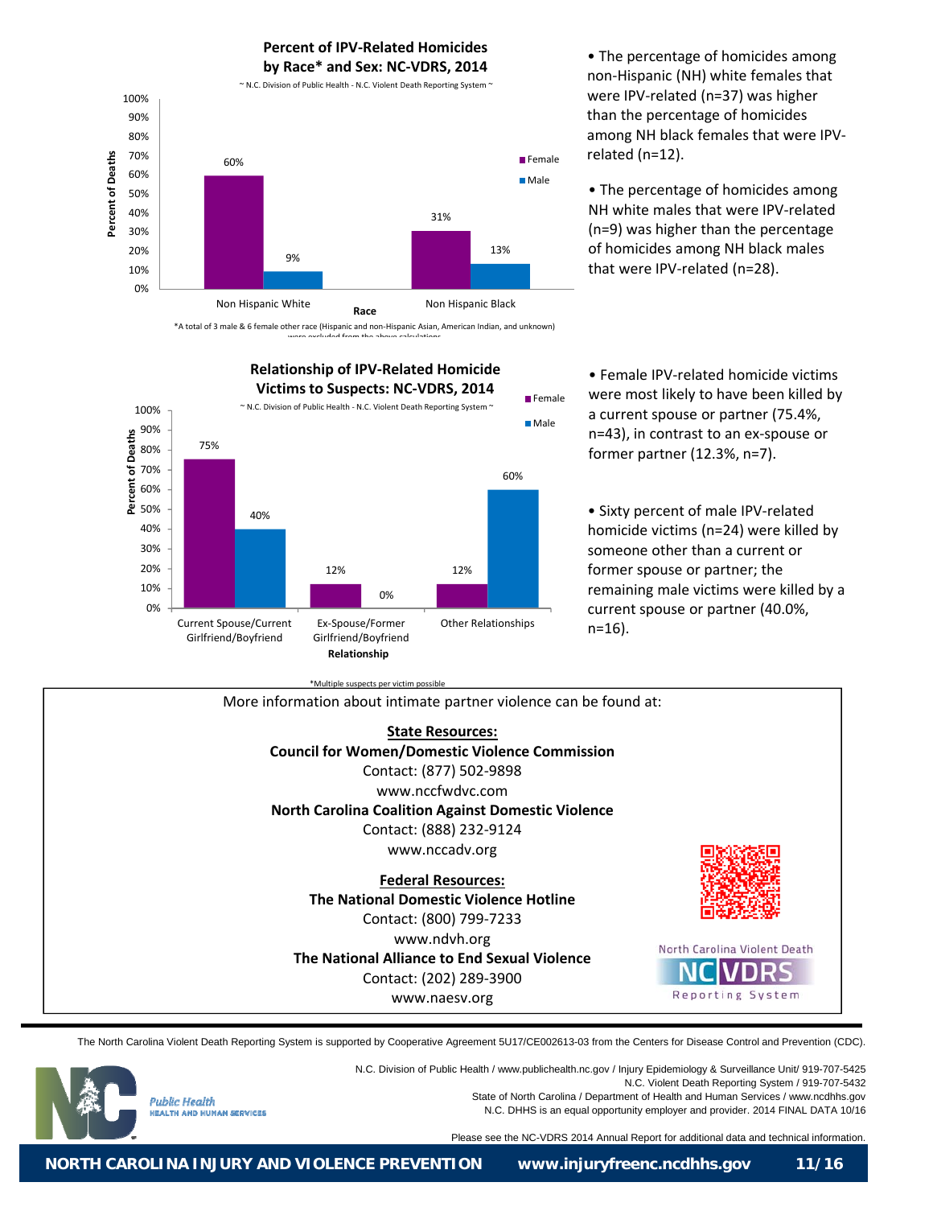**Percent of IPV-Related Homicides by Race* and Sex: NC-VDRS, 2014**

~ N.C. Division of Public Health - N.C. Violent Death Reporting System ~

Percent of Deaths

100%
90%
80%
70%
60%
50%
40%
30%
20%
10%
0%

Female
Male

60%
9%
31%
13%

Non Hispanic White
Non Hispanic Black

Race

*A total of 3 male & 6 female other race (Hispanic and non-Hispanic Asian, American Indian, and unknown) were excluded from the above calculations

- The percentage of homicides among non-Hispanic (NH) white females that were IPV-related (n=37) was higher than the percentage of homicides among NH black females that were IPV-related (n=12).
- The percentage of homicides among NH white males that were IPV-related (n=9) was higher than the percentage of homicides among NH black males that were IPV-related (n=28).

**Relationship of IPV-Related Homicide Victims to Suspects: NC-VDRS, 2014**

~ N.C. Division of Public Health - N.C. Violent Death Reporting System ~

Percent of Deaths

100%
90%
80%
70%
60%
50%
40%
30%
20%
10%
0%

Female
Male

75%
40%
12%
0%
12%
60%

Current Spouse/Current Girlfriend/Boyfriend
Ex-Spouse/Former Girlfriend/Boyfriend
Other Relationships

Relationship

*Multiple suspects per victim possible

- Female IPV-related homicide victims were most likely to have been killed by a current spouse or partner (75.4%, n=43), in contrast to an ex-spouse or former partner (12.3%, n=7).
- Sixty percent of male IPV-related homicide victims (n=24) were killed by someone other than a current or former spouse or partner; the remaining male victims were killed by a current spouse or partner (40.0%, n=16).

More information about intimate partner violence can be found at:

**State Resources:**

**Council for Women/Domestic Violence Commission**
Contact: (877) 502-9898
www.nccfwdvc.com

**North Carolina Coalition Against Domestic Violence**
Contact: (888) 232-9124
www.nccadv.org

**Federal Resources:**

**The National Domestic Violence Hotline**
Contact: (800) 799-7233
www.ndvh.org

**The National Alliance to End Sexual Violence**
Contact: (202) 289-3900
www.naesv.org

North Carolina Violent Death NC VDRS Reporting System

The North Carolina Violent Death Reporting System is supported by Cooperative Agreement 5U17/CE002613-03 from the Centers for Disease Control and Prevention (CDC).

Public Health HEALTH AND HUMAN SERVICES

N.C. Division of Public Health / www.publichealth.nc.gov / Injury Epidemiology & Surveillance Unit/ 919-707-5425
N.C. Violent Death Reporting System / 919-707-5432
State of North Carolina / Department of Health and Human Services / www.ncdhhs.gov
N.C. DHHS is an equal opportunity employer and provider. 2014 FINAL DATA 10/16

Please see the NC-VDRS 2014 Annual Report for additional data and technical information.